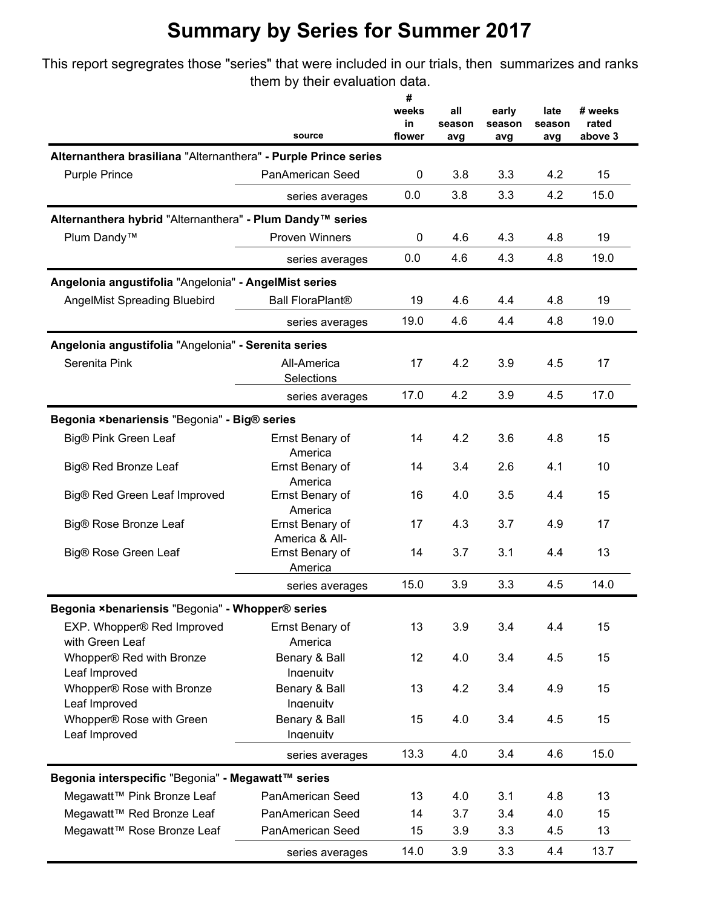# Summary by Series for Summer 2017

This report segregrates those "series" that were included in our trials, then summarizes and ranks them by their evaluation data.

| | source | # weeks in flower | all season avg | early season avg | late season avg | # weeks rated above 3 |
|---|---|---|---|---|---|---|
| **Alternanthera brasiliana** "Alternanthera" **- Purple Prince series** | | | | | | |
| Purple Prince | PanAmerican Seed | 0 | 3.8 | 3.3 | 4.2 | 15 |
| | series averages | 0.0 | 3.8 | 3.3 | 4.2 | 15.0 |
| **Alternanthera hybrid** "Alternanthera" **- Plum Dandy™ series** | | | | | | |
| Plum Dandy™ | Proven Winners | 0 | 4.6 | 4.3 | 4.8 | 19 |
| | series averages | 0.0 | 4.6 | 4.3 | 4.8 | 19.0 |
| **Angelonia angustifolia** "Angelonia" **- AngelMist series** | | | | | | |
| AngelMist Spreading Bluebird | Ball FloraPlant® | 19 | 4.6 | 4.4 | 4.8 | 19 |
| | series averages | 19.0 | 4.6 | 4.4 | 4.8 | 19.0 |
| **Angelonia angustifolia** "Angelonia" **- Serenita series** | | | | | | |
| Serenita Pink | All-America Selections | 17 | 4.2 | 3.9 | 4.5 | 17 |
| | series averages | 17.0 | 4.2 | 3.9 | 4.5 | 17.0 |
| **Begonia ×benariensis** "Begonia" **- Big® series** | | | | | | |
| Big® Pink Green Leaf | Ernst Benary of America | 14 | 4.2 | 3.6 | 4.8 | 15 |
| Big® Red Bronze Leaf | Ernst Benary of America | 14 | 3.4 | 2.6 | 4.1 | 10 |
| Big® Red Green Leaf Improved | Ernst Benary of America | 16 | 4.0 | 3.5 | 4.4 | 15 |
| Big® Rose Bronze Leaf | Ernst Benary of America & All- | 17 | 4.3 | 3.7 | 4.9 | 17 |
| Big® Rose Green Leaf | Ernst Benary of America | 14 | 3.7 | 3.1 | 4.4 | 13 |
| | series averages | 15.0 | 3.9 | 3.3 | 4.5 | 14.0 |
| **Begonia ×benariensis** "Begonia" **- Whopper® series** | | | | | | |
| EXP. Whopper® Red Improved with Green Leaf | Ernst Benary of America | 13 | 3.9 | 3.4 | 4.4 | 15 |
| Whopper® Red with Bronze Leaf Improved | Benary & Ball Ingenuity | 12 | 4.0 | 3.4 | 4.5 | 15 |
| Whopper® Rose with Bronze Leaf Improved | Benary & Ball Ingenuity | 13 | 4.2 | 3.4 | 4.9 | 15 |
| Whopper® Rose with Green Leaf Improved | Benary & Ball Ingenuity | 15 | 4.0 | 3.4 | 4.5 | 15 |
| | series averages | 13.3 | 4.0 | 3.4 | 4.6 | 15.0 |
| **Begonia interspecific** "Begonia" **- Megawatt™ series** | | | | | | |
| Megawatt™ Pink Bronze Leaf | PanAmerican Seed | 13 | 4.0 | 3.1 | 4.8 | 13 |
| Megawatt™ Red Bronze Leaf | PanAmerican Seed | 14 | 3.7 | 3.4 | 4.0 | 15 |
| Megawatt™ Rose Bronze Leaf | PanAmerican Seed | 15 | 3.9 | 3.3 | 4.5 | 13 |
| | series averages | 14.0 | 3.9 | 3.3 | 4.4 | 13.7 |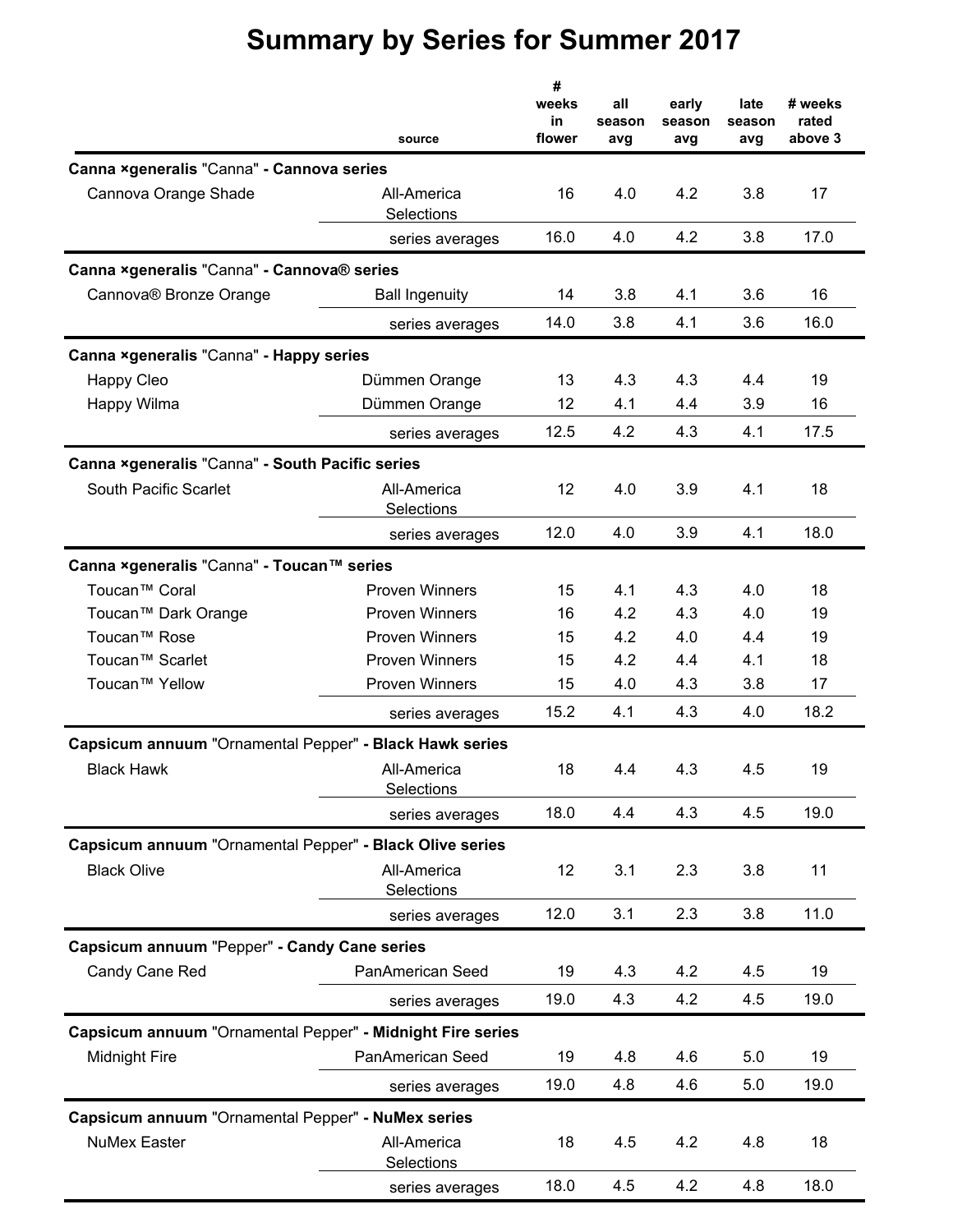# Summary by Series for Summer 2017

| | source | # weeks in flower | all season avg | early season avg | late season avg | # weeks rated above 3 |
|---|---|---|---|---|---|---|
| **Canna ×generalis** "Canna" **- Cannova series** | | | | | | |
| Cannova Orange Shade | All-America Selections | 16 | 4.0 | 4.2 | 3.8 | 17 |
| | series averages | 16.0 | 4.0 | 4.2 | 3.8 | 17.0 |
| **Canna ×generalis** "Canna" **- Cannova® series** | | | | | | |
| Cannova® Bronze Orange | Ball Ingenuity | 14 | 3.8 | 4.1 | 3.6 | 16 |
| | series averages | 14.0 | 3.8 | 4.1 | 3.6 | 16.0 |
| **Canna ×generalis** "Canna" **- Happy series** | | | | | | |
| Happy Cleo | Dümmen Orange | 13 | 4.3 | 4.3 | 4.4 | 19 |
| Happy Wilma | Dümmen Orange | 12 | 4.1 | 4.4 | 3.9 | 16 |
| | series averages | 12.5 | 4.2 | 4.3 | 4.1 | 17.5 |
| **Canna ×generalis** "Canna" **- South Pacific series** | | | | | | |
| South Pacific Scarlet | All-America Selections | 12 | 4.0 | 3.9 | 4.1 | 18 |
| | series averages | 12.0 | 4.0 | 3.9 | 4.1 | 18.0 |
| **Canna ×generalis** "Canna" **- Toucan™ series** | | | | | | |
| Toucan™ Coral | Proven Winners | 15 | 4.1 | 4.3 | 4.0 | 18 |
| Toucan™ Dark Orange | Proven Winners | 16 | 4.2 | 4.3 | 4.0 | 19 |
| Toucan™ Rose | Proven Winners | 15 | 4.2 | 4.0 | 4.4 | 19 |
| Toucan™ Scarlet | Proven Winners | 15 | 4.2 | 4.4 | 4.1 | 18 |
| Toucan™ Yellow | Proven Winners | 15 | 4.0 | 4.3 | 3.8 | 17 |
| | series averages | 15.2 | 4.1 | 4.3 | 4.0 | 18.2 |
| **Capsicum annuum** "Ornamental Pepper" **- Black Hawk series** | | | | | | |
| Black Hawk | All-America Selections | 18 | 4.4 | 4.3 | 4.5 | 19 |
| | series averages | 18.0 | 4.4 | 4.3 | 4.5 | 19.0 |
| **Capsicum annuum** "Ornamental Pepper" **- Black Olive series** | | | | | | |
| Black Olive | All-America Selections | 12 | 3.1 | 2.3 | 3.8 | 11 |
| | series averages | 12.0 | 3.1 | 2.3 | 3.8 | 11.0 |
| **Capsicum annuum** "Pepper" **- Candy Cane series** | | | | | | |
| Candy Cane Red | PanAmerican Seed | 19 | 4.3 | 4.2 | 4.5 | 19 |
| | series averages | 19.0 | 4.3 | 4.2 | 4.5 | 19.0 |
| **Capsicum annuum** "Ornamental Pepper" **- Midnight Fire series** | | | | | | |
| Midnight Fire | PanAmerican Seed | 19 | 4.8 | 4.6 | 5.0 | 19 |
| | series averages | 19.0 | 4.8 | 4.6 | 5.0 | 19.0 |
| **Capsicum annuum** "Ornamental Pepper" **- NuMex series** | | | | | | |
| NuMex Easter | All-America Selections | 18 | 4.5 | 4.2 | 4.8 | 18 |
| | series averages | 18.0 | 4.5 | 4.2 | 4.8 | 18.0 |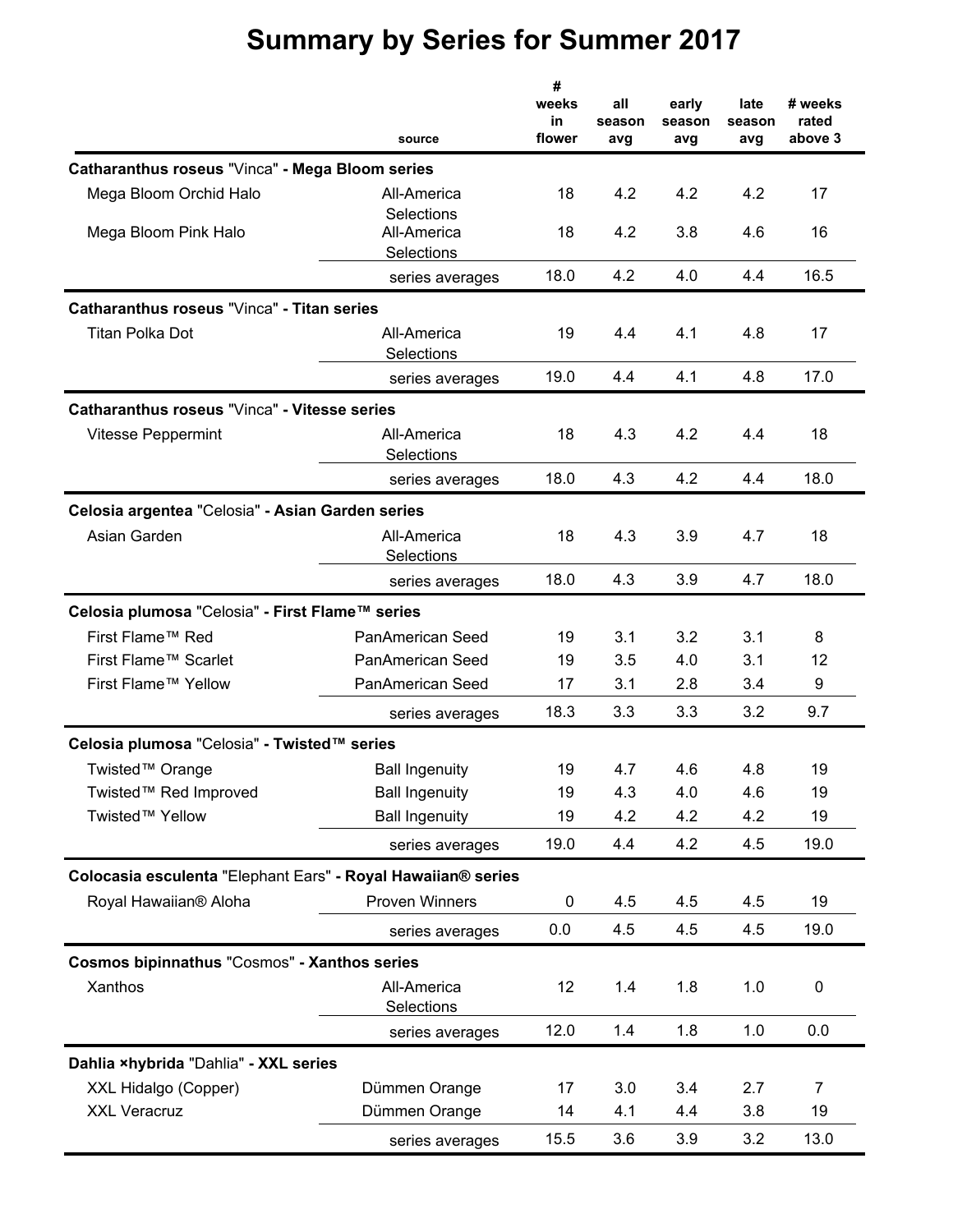# Summary by Series for Summer 2017

| | source | # weeks in flower | all season avg | early season avg | late season avg | # weeks rated above 3 |
|---|---|---|---|---|---|---|
| **Catharanthus roseus** "Vinca" **- Mega Bloom series** | | | | | | |
| Mega Bloom Orchid Halo | All-America Selections | 18 | 4.2 | 4.2 | 4.2 | 17 |
| Mega Bloom Pink Halo | All-America Selections | 18 | 4.2 | 3.8 | 4.6 | 16 |
| | series averages | 18.0 | 4.2 | 4.0 | 4.4 | 16.5 |
| **Catharanthus roseus** "Vinca" **- Titan series** | | | | | | |
| Titan Polka Dot | All-America Selections | 19 | 4.4 | 4.1 | 4.8 | 17 |
| | series averages | 19.0 | 4.4 | 4.1 | 4.8 | 17.0 |
| **Catharanthus roseus** "Vinca" **- Vitesse series** | | | | | | |
| Vitesse Peppermint | All-America Selections | 18 | 4.3 | 4.2 | 4.4 | 18 |
| | series averages | 18.0 | 4.3 | 4.2 | 4.4 | 18.0 |
| **Celosia argentea** "Celosia" **- Asian Garden series** | | | | | | |
| Asian Garden | All-America Selections | 18 | 4.3 | 3.9 | 4.7 | 18 |
| | series averages | 18.0 | 4.3 | 3.9 | 4.7 | 18.0 |
| **Celosia plumosa** "Celosia" **- First Flame™ series** | | | | | | |
| First Flame™ Red | PanAmerican Seed | 19 | 3.1 | 3.2 | 3.1 | 8 |
| First Flame™ Scarlet | PanAmerican Seed | 19 | 3.5 | 4.0 | 3.1 | 12 |
| First Flame™ Yellow | PanAmerican Seed | 17 | 3.1 | 2.8 | 3.4 | 9 |
| | series averages | 18.3 | 3.3 | 3.3 | 3.2 | 9.7 |
| **Celosia plumosa** "Celosia" **- Twisted™ series** | | | | | | |
| Twisted™ Orange | Ball Ingenuity | 19 | 4.7 | 4.6 | 4.8 | 19 |
| Twisted™ Red Improved | Ball Ingenuity | 19 | 4.3 | 4.0 | 4.6 | 19 |
| Twisted™ Yellow | Ball Ingenuity | 19 | 4.2 | 4.2 | 4.2 | 19 |
| | series averages | 19.0 | 4.4 | 4.2 | 4.5 | 19.0 |
| **Colocasia esculenta** "Elephant Ears" **- Royal Hawaiian® series** | | | | | | |
| Royal Hawaiian® Aloha | Proven Winners | 0 | 4.5 | 4.5 | 4.5 | 19 |
| | series averages | 0.0 | 4.5 | 4.5 | 4.5 | 19.0 |
| **Cosmos bipinnathus** "Cosmos" **- Xanthos series** | | | | | | |
| Xanthos | All-America Selections | 12 | 1.4 | 1.8 | 1.0 | 0 |
| | series averages | 12.0 | 1.4 | 1.8 | 1.0 | 0.0 |
| **Dahlia ×hybrida** "Dahlia" **- XXL series** | | | | | | |
| XXL Hidalgo (Copper) | Dümmen Orange | 17 | 3.0 | 3.4 | 2.7 | 7 |
| XXL Veracruz | Dümmen Orange | 14 | 4.1 | 4.4 | 3.8 | 19 |
| | series averages | 15.5 | 3.6 | 3.9 | 3.2 | 13.0 |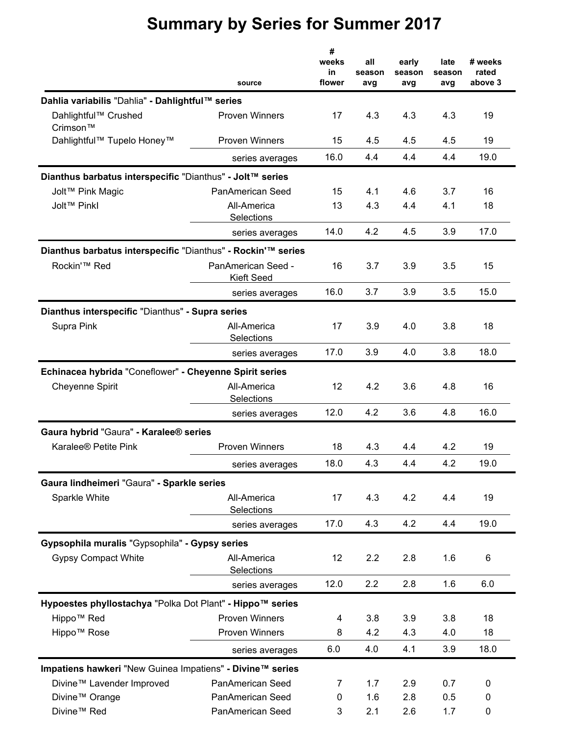# Summary by Series for Summer 2017

| | source | # weeks in flower | all season avg | early season avg | late season avg | # weeks rated above 3 |
|---|---|---|---|---|---|---|
| **Dahlia variabilis** "Dahlia" **- Dahlightful™ series** | | | | | | |
| Dahlightful™ Crushed Crimson™ | Proven Winners | 17 | 4.3 | 4.3 | 4.3 | 19 |
| Dahlightful™ Tupelo Honey™ | Proven Winners | 15 | 4.5 | 4.5 | 4.5 | 19 |
| | series averages | 16.0 | 4.4 | 4.4 | 4.4 | 19.0 |
| **Dianthus barbatus interspecific** "Dianthus" **- Jolt™ series** | | | | | | |
| Jolt™ Pink Magic | PanAmerican Seed | 15 | 4.1 | 4.6 | 3.7 | 16 |
| Jolt™ PinkI | All-America Selections | 13 | 4.3 | 4.4 | 4.1 | 18 |
| | series averages | 14.0 | 4.2 | 4.5 | 3.9 | 17.0 |
| **Dianthus barbatus interspecific** "Dianthus" **- Rockin'™ series** | | | | | | |
| Rockin'™ Red | PanAmerican Seed - Kieft Seed | 16 | 3.7 | 3.9 | 3.5 | 15 |
| | series averages | 16.0 | 3.7 | 3.9 | 3.5 | 15.0 |
| **Dianthus interspecific** "Dianthus" **- Supra series** | | | | | | |
| Supra Pink | All-America Selections | 17 | 3.9 | 4.0 | 3.8 | 18 |
| | series averages | 17.0 | 3.9 | 4.0 | 3.8 | 18.0 |
| **Echinacea hybrida** "Coneflower" **- Cheyenne Spirit series** | | | | | | |
| Cheyenne Spirit | All-America Selections | 12 | 4.2 | 3.6 | 4.8 | 16 |
| | series averages | 12.0 | 4.2 | 3.6 | 4.8 | 16.0 |
| **Gaura hybrid** "Gaura" **- Karalee® series** | | | | | | |
| Karalee® Petite Pink | Proven Winners | 18 | 4.3 | 4.4 | 4.2 | 19 |
| | series averages | 18.0 | 4.3 | 4.4 | 4.2 | 19.0 |
| **Gaura lindheimeri** "Gaura" **- Sparkle series** | | | | | | |
| Sparkle White | All-America Selections | 17 | 4.3 | 4.2 | 4.4 | 19 |
| | series averages | 17.0 | 4.3 | 4.2 | 4.4 | 19.0 |
| **Gypsophila muralis** "Gypsophila" **- Gypsy series** | | | | | | |
| Gypsy Compact White | All-America Selections | 12 | 2.2 | 2.8 | 1.6 | 6 |
| | series averages | 12.0 | 2.2 | 2.8 | 1.6 | 6.0 |
| **Hypoestes phyllostachya** "Polka Dot Plant" **- Hippo™ series** | | | | | | |
| Hippo™ Red | Proven Winners | 4 | 3.8 | 3.9 | 3.8 | 18 |
| Hippo™ Rose | Proven Winners | 8 | 4.2 | 4.3 | 4.0 | 18 |
| | series averages | 6.0 | 4.0 | 4.1 | 3.9 | 18.0 |
| **Impatiens hawkeri** "New Guinea Impatiens" **- Divine™ series** | | | | | | |
| Divine™ Lavender Improved | PanAmerican Seed | 7 | 1.7 | 2.9 | 0.7 | 0 |
| Divine™ Orange | PanAmerican Seed | 0 | 1.6 | 2.8 | 0.5 | 0 |
| Divine™ Red | PanAmerican Seed | 3 | 2.1 | 2.6 | 1.7 | 0 |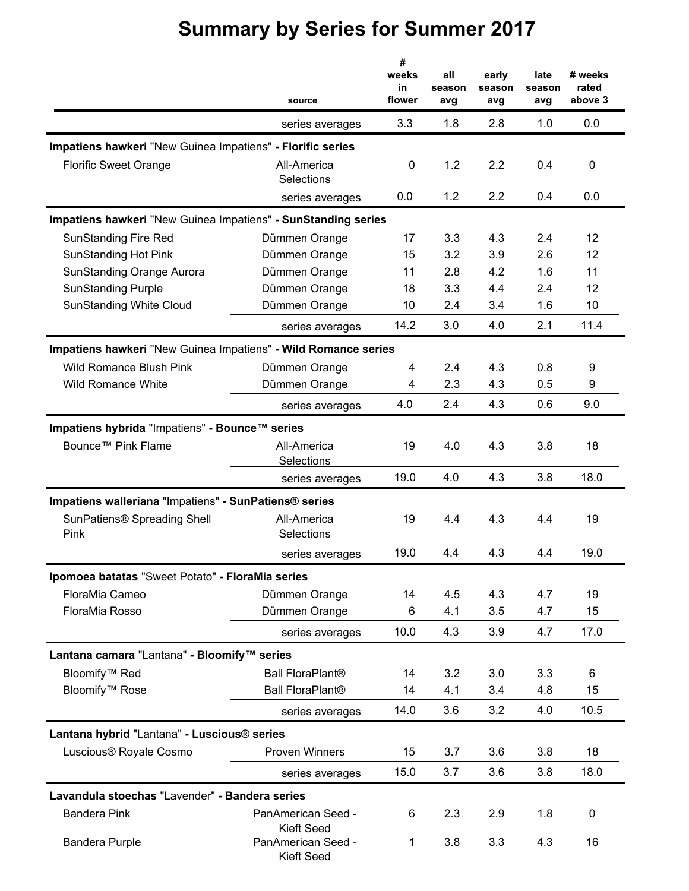# Summary by Series for Summer 2017

| | source | # weeks in flower | all season avg | early season avg | late season avg | # weeks rated above 3 |
|---|---|---|---|---|---|---|
| | series averages | 3.3 | 1.8 | 2.8 | 1.0 | 0.0 |
| **Impatiens hawkeri** "New Guinea Impatiens" **- Florific series** | | | | | | |
| Florific Sweet Orange | All-America Selections | 0 | 1.2 | 2.2 | 0.4 | 0 |
| | series averages | 0.0 | 1.2 | 2.2 | 0.4 | 0.0 |
| **Impatiens hawkeri** "New Guinea Impatiens" **- SunStanding series** | | | | | | |
| SunStanding Fire Red | Dümmen Orange | 17 | 3.3 | 4.3 | 2.4 | 12 |
| SunStanding Hot Pink | Dümmen Orange | 15 | 3.2 | 3.9 | 2.6 | 12 |
| SunStanding Orange Aurora | Dümmen Orange | 11 | 2.8 | 4.2 | 1.6 | 11 |
| SunStanding Purple | Dümmen Orange | 18 | 3.3 | 4.4 | 2.4 | 12 |
| SunStanding White Cloud | Dümmen Orange | 10 | 2.4 | 3.4 | 1.6 | 10 |
| | series averages | 14.2 | 3.0 | 4.0 | 2.1 | 11.4 |
| **Impatiens hawkeri** "New Guinea Impatiens" **- Wild Romance series** | | | | | | |
| Wild Romance Blush Pink | Dümmen Orange | 4 | 2.4 | 4.3 | 0.8 | 9 |
| Wild Romance White | Dümmen Orange | 4 | 2.3 | 4.3 | 0.5 | 9 |
| | series averages | 4.0 | 2.4 | 4.3 | 0.6 | 9.0 |
| **Impatiens hybrida** "Impatiens" **- Bounce™ series** | | | | | | |
| Bounce™ Pink Flame | All-America Selections | 19 | 4.0 | 4.3 | 3.8 | 18 |
| | series averages | 19.0 | 4.0 | 4.3 | 3.8 | 18.0 |
| **Impatiens walleriana** "Impatiens" **- SunPatiens® series** | | | | | | |
| SunPatiens® Spreading Shell Pink | All-America Selections | 19 | 4.4 | 4.3 | 4.4 | 19 |
| | series averages | 19.0 | 4.4 | 4.3 | 4.4 | 19.0 |
| **Ipomoea batatas** "Sweet Potato" **- FloraMia series** | | | | | | |
| FloraMia Cameo | Dümmen Orange | 14 | 4.5 | 4.3 | 4.7 | 19 |
| FloraMia Rosso | Dümmen Orange | 6 | 4.1 | 3.5 | 4.7 | 15 |
| | series averages | 10.0 | 4.3 | 3.9 | 4.7 | 17.0 |
| **Lantana camara** "Lantana" **- Bloomify™ series** | | | | | | |
| Bloomify™ Red | Ball FloraPlant® | 14 | 3.2 | 3.0 | 3.3 | 6 |
| Bloomify™ Rose | Ball FloraPlant® | 14 | 4.1 | 3.4 | 4.8 | 15 |
| | series averages | 14.0 | 3.6 | 3.2 | 4.0 | 10.5 |
| **Lantana hybrid** "Lantana" **- Luscious® series** | | | | | | |
| Luscious® Royale Cosmo | Proven Winners | 15 | 3.7 | 3.6 | 3.8 | 18 |
| | series averages | 15.0 | 3.7 | 3.6 | 3.8 | 18.0 |
| **Lavandula stoechas** "Lavender" **- Bandera series** | | | | | | |
| Bandera Pink | PanAmerican Seed - Kieft Seed | 6 | 2.3 | 2.9 | 1.8 | 0 |
| Bandera Purple | PanAmerican Seed - Kieft Seed | 1 | 3.8 | 3.3 | 4.3 | 16 |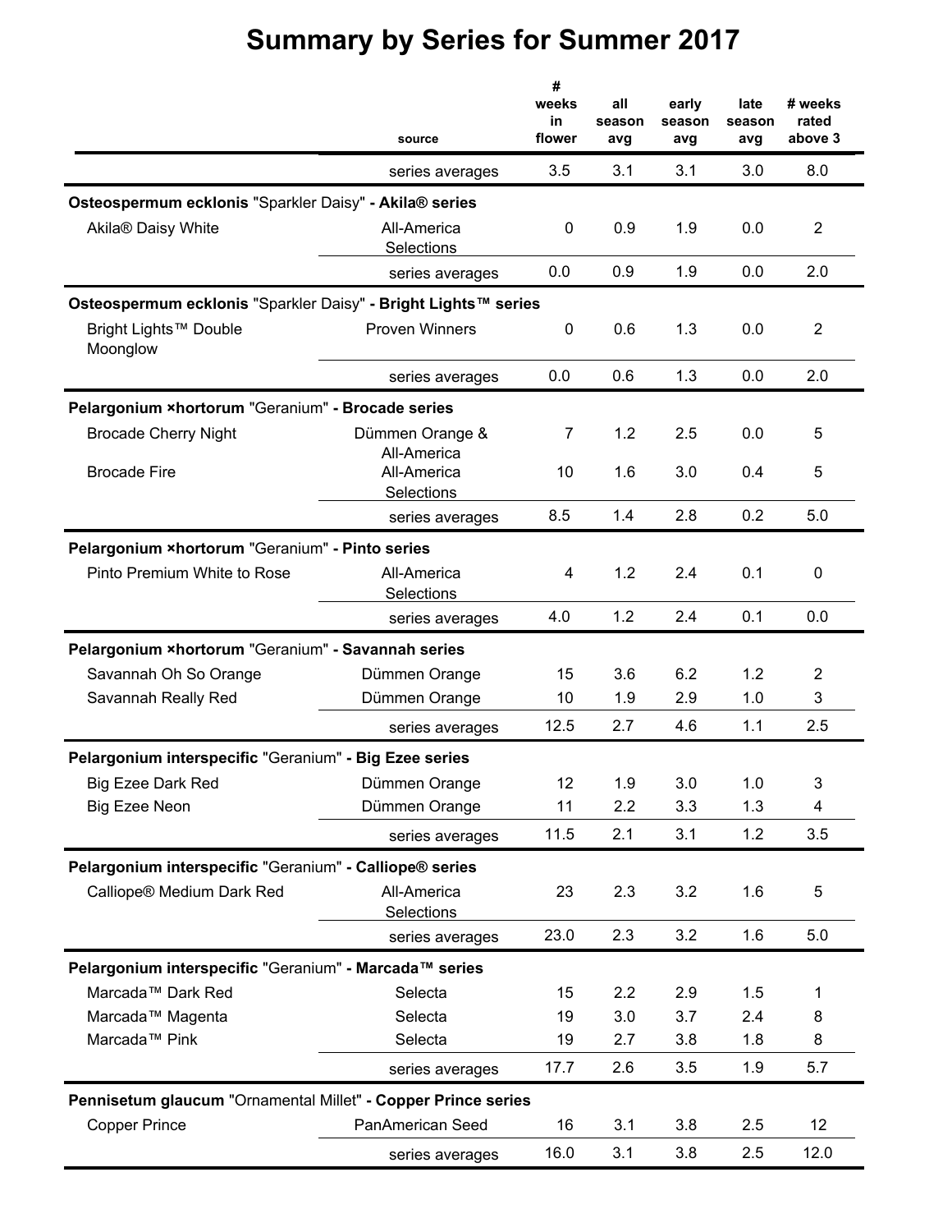# Summary by Series for Summer 2017

| | source | # weeks in flower | all season avg | early season avg | late season avg | # weeks rated above 3 |
|---|---|---|---|---|---|---|
| | series averages | 3.5 | 3.1 | 3.1 | 3.0 | 8.0 |
| **Osteospermum ecklonis** "Sparkler Daisy" **- Akila® series** | | | | | | |
| Akila® Daisy White | All-America Selections | 0 | 0.9 | 1.9 | 0.0 | 2 |
| | series averages | 0.0 | 0.9 | 1.9 | 0.0 | 2.0 |
| **Osteospermum ecklonis** "Sparkler Daisy" **- Bright Lights™ series** | | | | | | |
| Bright Lights™ Double Moonglow | Proven Winners | 0 | 0.6 | 1.3 | 0.0 | 2 |
| | series averages | 0.0 | 0.6 | 1.3 | 0.0 | 2.0 |
| **Pelargonium ×hortorum** "Geranium" **- Brocade series** | | | | | | |
| Brocade Cherry Night | Dümmen Orange & All-America | 7 | 1.2 | 2.5 | 0.0 | 5 |
| Brocade Fire | All-America Selections | 10 | 1.6 | 3.0 | 0.4 | 5 |
| | series averages | 8.5 | 1.4 | 2.8 | 0.2 | 5.0 |
| **Pelargonium ×hortorum** "Geranium" **- Pinto series** | | | | | | |
| Pinto Premium White to Rose | All-America Selections | 4 | 1.2 | 2.4 | 0.1 | 0 |
| | series averages | 4.0 | 1.2 | 2.4 | 0.1 | 0.0 |
| **Pelargonium ×hortorum** "Geranium" **- Savannah series** | | | | | | |
| Savannah Oh So Orange | Dümmen Orange | 15 | 3.6 | 6.2 | 1.2 | 2 |
| Savannah Really Red | Dümmen Orange | 10 | 1.9 | 2.9 | 1.0 | 3 |
| | series averages | 12.5 | 2.7 | 4.6 | 1.1 | 2.5 |
| **Pelargonium interspecific** "Geranium" **- Big Ezee series** | | | | | | |
| Big Ezee Dark Red | Dümmen Orange | 12 | 1.9 | 3.0 | 1.0 | 3 |
| Big Ezee Neon | Dümmen Orange | 11 | 2.2 | 3.3 | 1.3 | 4 |
| | series averages | 11.5 | 2.1 | 3.1 | 1.2 | 3.5 |
| **Pelargonium interspecific** "Geranium" **- Calliope® series** | | | | | | |
| Calliope® Medium Dark Red | All-America Selections | 23 | 2.3 | 3.2 | 1.6 | 5 |
| | series averages | 23.0 | 2.3 | 3.2 | 1.6 | 5.0 |
| **Pelargonium interspecific** "Geranium" **- Marcada™ series** | | | | | | |
| Marcada™ Dark Red | Selecta | 15 | 2.2 | 2.9 | 1.5 | 1 |
| Marcada™ Magenta | Selecta | 19 | 3.0 | 3.7 | 2.4 | 8 |
| Marcada™ Pink | Selecta | 19 | 2.7 | 3.8 | 1.8 | 8 |
| | series averages | 17.7 | 2.6 | 3.5 | 1.9 | 5.7 |
| **Pennisetum glaucum** "Ornamental Millet" **- Copper Prince series** | | | | | | |
| Copper Prince | PanAmerican Seed | 16 | 3.1 | 3.8 | 2.5 | 12 |
| | series averages | 16.0 | 3.1 | 3.8 | 2.5 | 12.0 |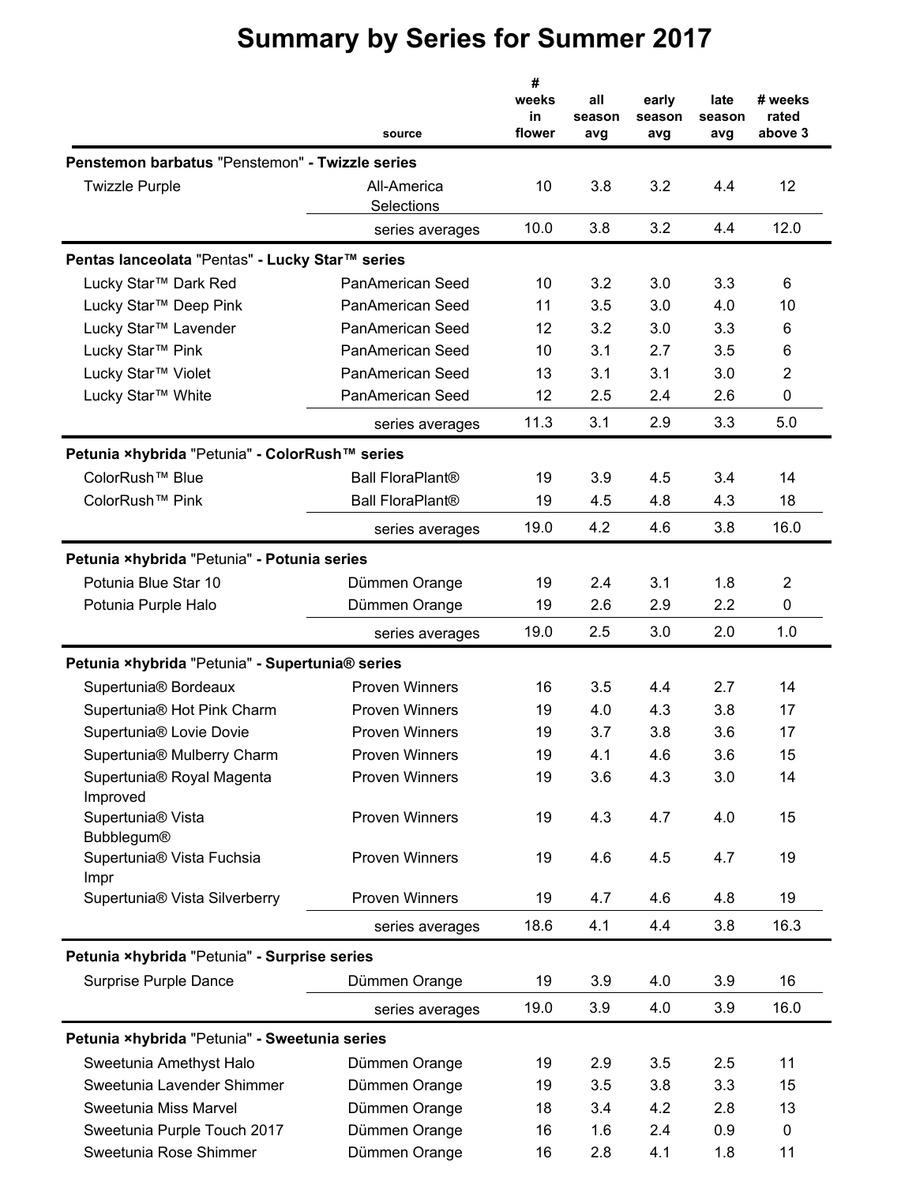# Summary by Series for Summer 2017

| | source | # weeks in flower | all season avg | early season avg | late season avg | # weeks rated above 3 |
|---|---|---|---|---|---|---|
| **Penstemon barbatus "Penstemon" - Twizzle series** | | | | | | |
| Twizzle Purple | All-America Selections | 10 | 3.8 | 3.2 | 4.4 | 12 |
| | series averages | 10.0 | 3.8 | 3.2 | 4.4 | 12.0 |
| **Pentas lanceolata "Pentas" - Lucky Star™ series** | | | | | | |
| Lucky Star™ Dark Red | PanAmerican Seed | 10 | 3.2 | 3.0 | 3.3 | 6 |
| Lucky Star™ Deep Pink | PanAmerican Seed | 11 | 3.5 | 3.0 | 4.0 | 10 |
| Lucky Star™ Lavender | PanAmerican Seed | 12 | 3.2 | 3.0 | 3.3 | 6 |
| Lucky Star™ Pink | PanAmerican Seed | 10 | 3.1 | 2.7 | 3.5 | 6 |
| Lucky Star™ Violet | PanAmerican Seed | 13 | 3.1 | 3.1 | 3.0 | 2 |
| Lucky Star™ White | PanAmerican Seed | 12 | 2.5 | 2.4 | 2.6 | 0 |
| | series averages | 11.3 | 3.1 | 2.9 | 3.3 | 5.0 |
| **Petunia ×hybrida "Petunia" - ColorRush™ series** | | | | | | |
| ColorRush™ Blue | Ball FloraPlant® | 19 | 3.9 | 4.5 | 3.4 | 14 |
| ColorRush™ Pink | Ball FloraPlant® | 19 | 4.5 | 4.8 | 4.3 | 18 |
| | series averages | 19.0 | 4.2 | 4.6 | 3.8 | 16.0 |
| **Petunia ×hybrida "Petunia" - Potunia series** | | | | | | |
| Potunia Blue Star 10 | Dümmen Orange | 19 | 2.4 | 3.1 | 1.8 | 2 |
| Potunia Purple Halo | Dümmen Orange | 19 | 2.6 | 2.9 | 2.2 | 0 |
| | series averages | 19.0 | 2.5 | 3.0 | 2.0 | 1.0 |
| **Petunia ×hybrida "Petunia" - Supertunia® series** | | | | | | |
| Supertunia® Bordeaux | Proven Winners | 16 | 3.5 | 4.4 | 2.7 | 14 |
| Supertunia® Hot Pink Charm | Proven Winners | 19 | 4.0 | 4.3 | 3.8 | 17 |
| Supertunia® Lovie Dovie | Proven Winners | 19 | 3.7 | 3.8 | 3.6 | 17 |
| Supertunia® Mulberry Charm | Proven Winners | 19 | 4.1 | 4.6 | 3.6 | 15 |
| Supertunia® Royal Magenta Improved | Proven Winners | 19 | 3.6 | 4.3 | 3.0 | 14 |
| Supertunia® Vista Bubblegum® | Proven Winners | 19 | 4.3 | 4.7 | 4.0 | 15 |
| Supertunia® Vista Fuchsia Impr | Proven Winners | 19 | 4.6 | 4.5 | 4.7 | 19 |
| Supertunia® Vista Silverberry | Proven Winners | 19 | 4.7 | 4.6 | 4.8 | 19 |
| | series averages | 18.6 | 4.1 | 4.4 | 3.8 | 16.3 |
| **Petunia ×hybrida "Petunia" - Surprise series** | | | | | | |
| Surprise Purple Dance | Dümmen Orange | 19 | 3.9 | 4.0 | 3.9 | 16 |
| | series averages | 19.0 | 3.9 | 4.0 | 3.9 | 16.0 |
| **Petunia ×hybrida "Petunia" - Sweetunia series** | | | | | | |
| Sweetunia Amethyst Halo | Dümmen Orange | 19 | 2.9 | 3.5 | 2.5 | 11 |
| Sweetunia Lavender Shimmer | Dümmen Orange | 19 | 3.5 | 3.8 | 3.3 | 15 |
| Sweetunia Miss Marvel | Dümmen Orange | 18 | 3.4 | 4.2 | 2.8 | 13 |
| Sweetunia Purple Touch 2017 | Dümmen Orange | 16 | 1.6 | 2.4 | 0.9 | 0 |
| Sweetunia Rose Shimmer | Dümmen Orange | 16 | 2.8 | 4.1 | 1.8 | 11 |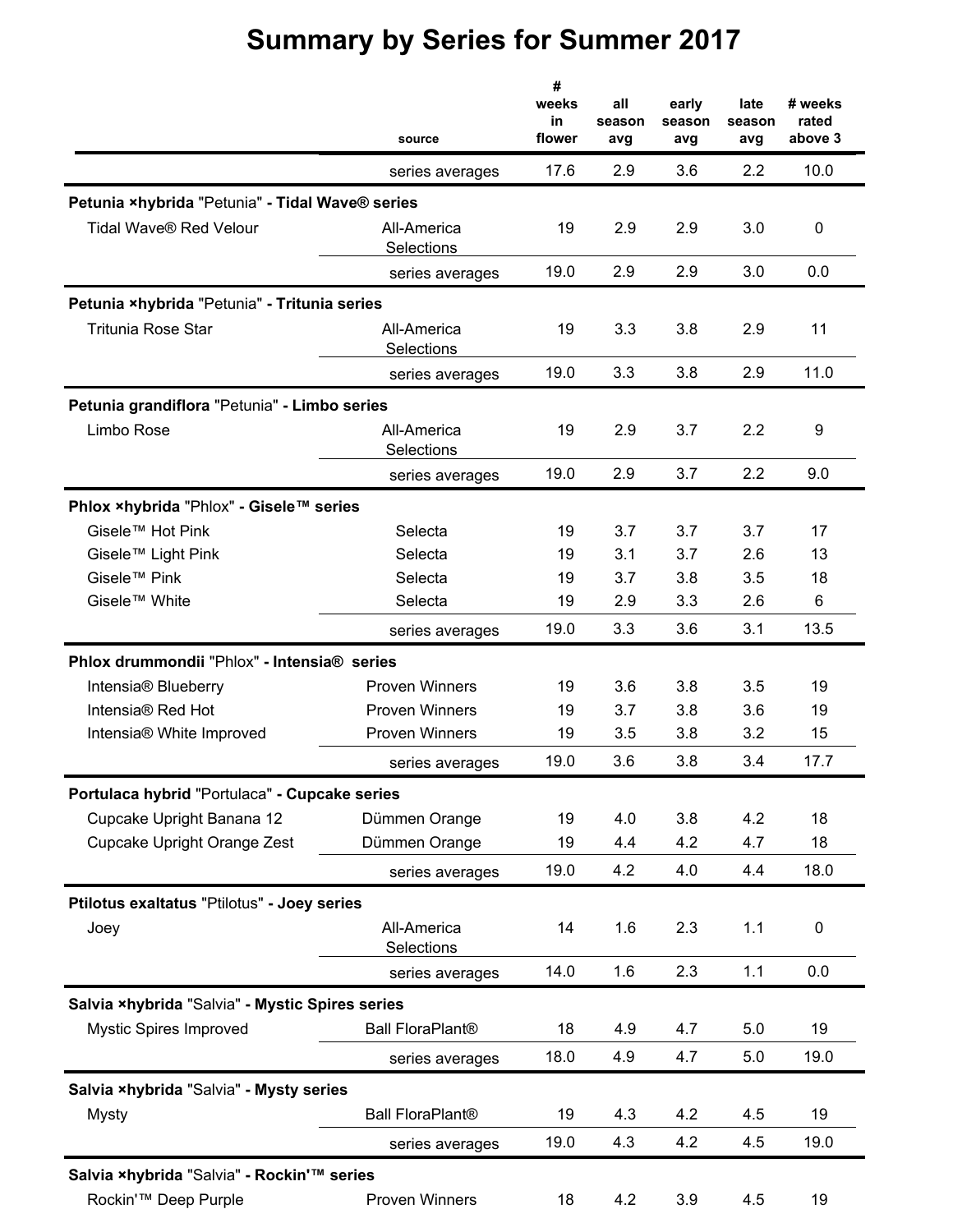# Summary by Series for Summer 2017

| | source | # weeks in flower | all season avg | early season avg | late season avg | # weeks rated above 3 |
|---|---|---|---|---|---|---|
| | series averages | 17.6 | 2.9 | 3.6 | 2.2 | 10.0 |
| **Petunia ×hybrida** "Petunia" **- Tidal Wave® series** | | | | | | |
| Tidal Wave® Red Velour | All-America Selections | 19 | 2.9 | 2.9 | 3.0 | 0 |
| | series averages | 19.0 | 2.9 | 2.9 | 3.0 | 0.0 |
| **Petunia ×hybrida** "Petunia" **- Tritunia series** | | | | | | |
| Tritunia Rose Star | All-America Selections | 19 | 3.3 | 3.8 | 2.9 | 11 |
| | series averages | 19.0 | 3.3 | 3.8 | 2.9 | 11.0 |
| **Petunia grandiflora** "Petunia" **- Limbo series** | | | | | | |
| Limbo Rose | All-America Selections | 19 | 2.9 | 3.7 | 2.2 | 9 |
| | series averages | 19.0 | 2.9 | 3.7 | 2.2 | 9.0 |
| **Phlox ×hybrida** "Phlox" **- Gisele™ series** | | | | | | |
| Gisele™ Hot Pink | Selecta | 19 | 3.7 | 3.7 | 3.7 | 17 |
| Gisele™ Light Pink | Selecta | 19 | 3.1 | 3.7 | 2.6 | 13 |
| Gisele™ Pink | Selecta | 19 | 3.7 | 3.8 | 3.5 | 18 |
| Gisele™ White | Selecta | 19 | 2.9 | 3.3 | 2.6 | 6 |
| | series averages | 19.0 | 3.3 | 3.6 | 3.1 | 13.5 |
| **Phlox drummondii** "Phlox" **- Intensia® series** | | | | | | |
| Intensia® Blueberry | Proven Winners | 19 | 3.6 | 3.8 | 3.5 | 19 |
| Intensia® Red Hot | Proven Winners | 19 | 3.7 | 3.8 | 3.6 | 19 |
| Intensia® White Improved | Proven Winners | 19 | 3.5 | 3.8 | 3.2 | 15 |
| | series averages | 19.0 | 3.6 | 3.8 | 3.4 | 17.7 |
| **Portulaca hybrid** "Portulaca" **- Cupcake series** | | | | | | |
| Cupcake Upright Banana 12 | Dümmen Orange | 19 | 4.0 | 3.8 | 4.2 | 18 |
| Cupcake Upright Orange Zest | Dümmen Orange | 19 | 4.4 | 4.2 | 4.7 | 18 |
| | series averages | 19.0 | 4.2 | 4.0 | 4.4 | 18.0 |
| **Ptilotus exaltatus** "Ptilotus" **- Joey series** | | | | | | |
| Joey | All-America Selections | 14 | 1.6 | 2.3 | 1.1 | 0 |
| | series averages | 14.0 | 1.6 | 2.3 | 1.1 | 0.0 |
| **Salvia ×hybrida** "Salvia" **- Mystic Spires series** | | | | | | |
| Mystic Spires Improved | Ball FloraPlant® | 18 | 4.9 | 4.7 | 5.0 | 19 |
| | series averages | 18.0 | 4.9 | 4.7 | 5.0 | 19.0 |
| **Salvia ×hybrida** "Salvia" **- Mysty series** | | | | | | |
| Mysty | Ball FloraPlant® | 19 | 4.3 | 4.2 | 4.5 | 19 |
| | series averages | 19.0 | 4.3 | 4.2 | 4.5 | 19.0 |
| **Salvia ×hybrida** "Salvia" **- Rockin'™ series** | | | | | | |
| Rockin'™ Deep Purple | Proven Winners | 18 | 4.2 | 3.9 | 4.5 | 19 |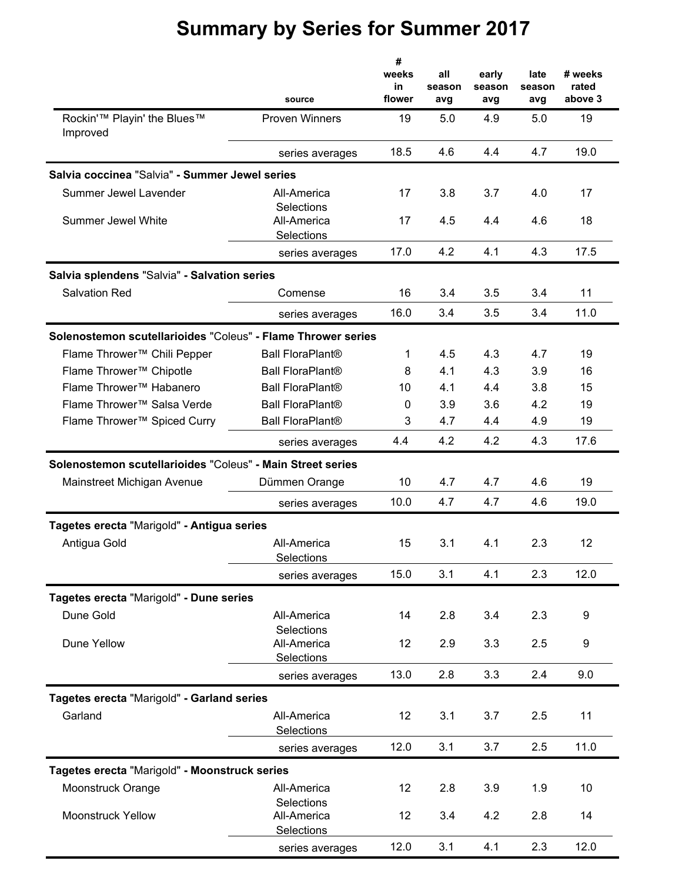# Summary by Series for Summer 2017

| | source | # weeks in flower | all season avg | early season avg | late season avg | # weeks rated above 3 |
|---|---|---|---|---|---|---|
| Rockin'™ Playin' the Blues™ Improved | Proven Winners | 19 | 5.0 | 4.9 | 5.0 | 19 |
| | series averages | 18.5 | 4.6 | 4.4 | 4.7 | 19.0 |
| **Salvia coccinea "Salvia" - Summer Jewel series** | | | | | | |
| Summer Jewel Lavender | All-America Selections | 17 | 3.8 | 3.7 | 4.0 | 17 |
| Summer Jewel White | All-America Selections | 17 | 4.5 | 4.4 | 4.6 | 18 |
| | series averages | 17.0 | 4.2 | 4.1 | 4.3 | 17.5 |
| **Salvia splendens "Salvia" - Salvation series** | | | | | | |
| Salvation Red | Comense | 16 | 3.4 | 3.5 | 3.4 | 11 |
| | series averages | 16.0 | 3.4 | 3.5 | 3.4 | 11.0 |
| **Solenostemon scutellarioides "Coleus" - Flame Thrower series** | | | | | | |
| Flame Thrower™ Chili Pepper | Ball FloraPlant® | 1 | 4.5 | 4.3 | 4.7 | 19 |
| Flame Thrower™ Chipotle | Ball FloraPlant® | 8 | 4.1 | 4.3 | 3.9 | 16 |
| Flame Thrower™ Habanero | Ball FloraPlant® | 10 | 4.1 | 4.4 | 3.8 | 15 |
| Flame Thrower™ Salsa Verde | Ball FloraPlant® | 0 | 3.9 | 3.6 | 4.2 | 19 |
| Flame Thrower™ Spiced Curry | Ball FloraPlant® | 3 | 4.7 | 4.4 | 4.9 | 19 |
| | series averages | 4.4 | 4.2 | 4.2 | 4.3 | 17.6 |
| **Solenostemon scutellarioides "Coleus" - Main Street series** | | | | | | |
| Mainstreet Michigan Avenue | Dümmen Orange | 10 | 4.7 | 4.7 | 4.6 | 19 |
| | series averages | 10.0 | 4.7 | 4.7 | 4.6 | 19.0 |
| **Tagetes erecta "Marigold" - Antigua series** | | | | | | |
| Antigua Gold | All-America Selections | 15 | 3.1 | 4.1 | 2.3 | 12 |
| | series averages | 15.0 | 3.1 | 4.1 | 2.3 | 12.0 |
| **Tagetes erecta "Marigold" - Dune series** | | | | | | |
| Dune Gold | All-America Selections | 14 | 2.8 | 3.4 | 2.3 | 9 |
| Dune Yellow | All-America Selections | 12 | 2.9 | 3.3 | 2.5 | 9 |
| | series averages | 13.0 | 2.8 | 3.3 | 2.4 | 9.0 |
| **Tagetes erecta "Marigold" - Garland series** | | | | | | |
| Garland | All-America Selections | 12 | 3.1 | 3.7 | 2.5 | 11 |
| | series averages | 12.0 | 3.1 | 3.7 | 2.5 | 11.0 |
| **Tagetes erecta "Marigold" - Moonstruck series** | | | | | | |
| Moonstruck Orange | All-America Selections | 12 | 2.8 | 3.9 | 1.9 | 10 |
| Moonstruck Yellow | All-America Selections | 12 | 3.4 | 4.2 | 2.8 | 14 |
| | series averages | 12.0 | 3.1 | 4.1 | 2.3 | 12.0 |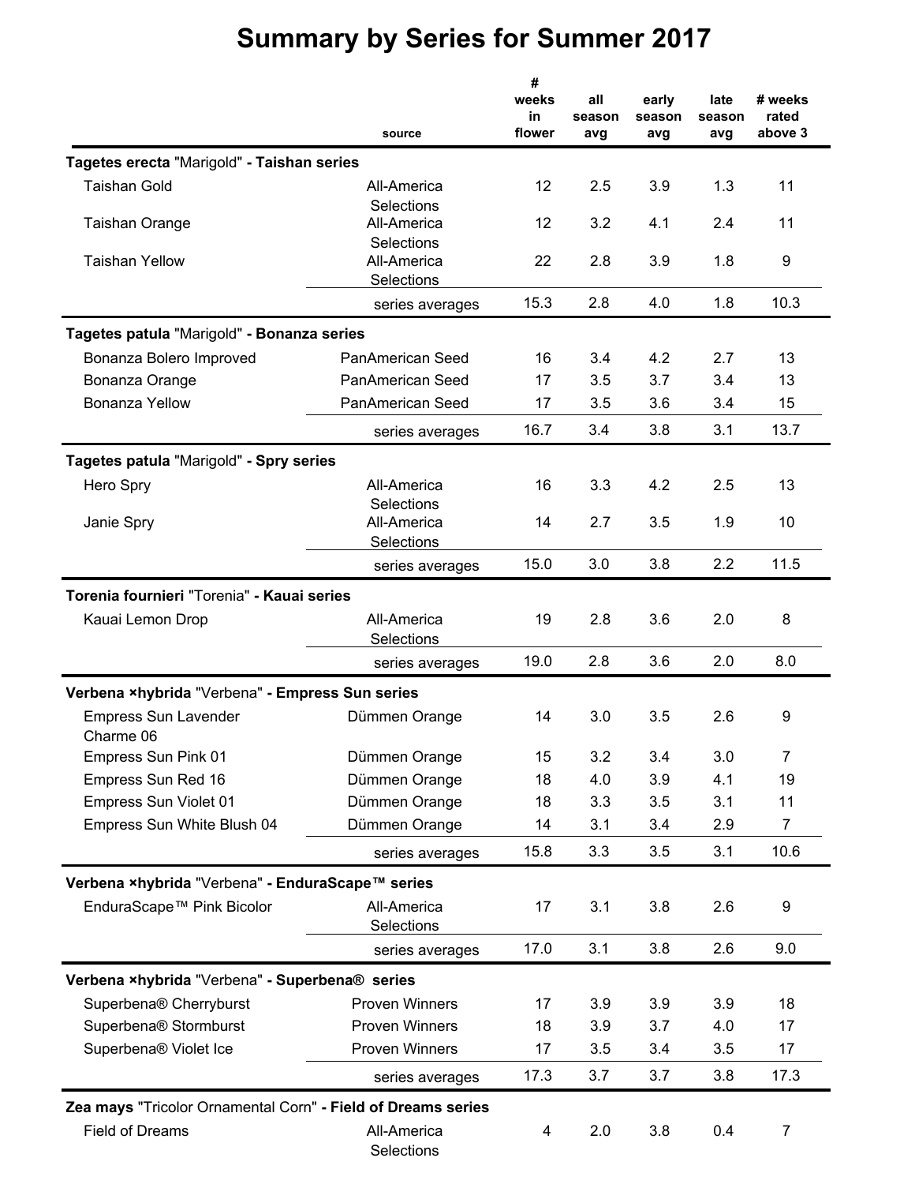# Summary by Series for Summer 2017

| | source | # weeks in flower | all season avg | early season avg | late season avg | # weeks rated above 3 |
|---|---|---|---|---|---|---|
| **Tagetes erecta "Marigold" - Taishan series** | | | | | | |
| Taishan Gold | All-America Selections | 12 | 2.5 | 3.9 | 1.3 | 11 |
| Taishan Orange | All-America Selections | 12 | 3.2 | 4.1 | 2.4 | 11 |
| Taishan Yellow | All-America Selections | 22 | 2.8 | 3.9 | 1.8 | 9 |
| | series averages | 15.3 | 2.8 | 4.0 | 1.8 | 10.3 |
| **Tagetes patula "Marigold" - Bonanza series** | | | | | | |
| Bonanza Bolero Improved | PanAmerican Seed | 16 | 3.4 | 4.2 | 2.7 | 13 |
| Bonanza Orange | PanAmerican Seed | 17 | 3.5 | 3.7 | 3.4 | 13 |
| Bonanza Yellow | PanAmerican Seed | 17 | 3.5 | 3.6 | 3.4 | 15 |
| | series averages | 16.7 | 3.4 | 3.8 | 3.1 | 13.7 |
| **Tagetes patula "Marigold" - Spry series** | | | | | | |
| Hero Spry | All-America Selections | 16 | 3.3 | 4.2 | 2.5 | 13 |
| Janie Spry | All-America Selections | 14 | 2.7 | 3.5 | 1.9 | 10 |
| | series averages | 15.0 | 3.0 | 3.8 | 2.2 | 11.5 |
| **Torenia fournieri "Torenia" - Kauai series** | | | | | | |
| Kauai Lemon Drop | All-America Selections | 19 | 2.8 | 3.6 | 2.0 | 8 |
| | series averages | 19.0 | 2.8 | 3.6 | 2.0 | 8.0 |
| **Verbena ×hybrida "Verbena" - Empress Sun series** | | | | | | |
| Empress Sun Lavender Charme 06 | Dümmen Orange | 14 | 3.0 | 3.5 | 2.6 | 9 |
| Empress Sun Pink 01 | Dümmen Orange | 15 | 3.2 | 3.4 | 3.0 | 7 |
| Empress Sun Red 16 | Dümmen Orange | 18 | 4.0 | 3.9 | 4.1 | 19 |
| Empress Sun Violet 01 | Dümmen Orange | 18 | 3.3 | 3.5 | 3.1 | 11 |
| Empress Sun White Blush 04 | Dümmen Orange | 14 | 3.1 | 3.4 | 2.9 | 7 |
| | series averages | 15.8 | 3.3 | 3.5 | 3.1 | 10.6 |
| **Verbena ×hybrida "Verbena" - EnduraScape™ series** | | | | | | |
| EnduraScape™ Pink Bicolor | All-America Selections | 17 | 3.1 | 3.8 | 2.6 | 9 |
| | series averages | 17.0 | 3.1 | 3.8 | 2.6 | 9.0 |
| **Verbena ×hybrida "Verbena" - Superbena® series** | | | | | | |
| Superbena® Cherryburst | Proven Winners | 17 | 3.9 | 3.9 | 3.9 | 18 |
| Superbena® Stormburst | Proven Winners | 18 | 3.9 | 3.7 | 4.0 | 17 |
| Superbena® Violet Ice | Proven Winners | 17 | 3.5 | 3.4 | 3.5 | 17 |
| | series averages | 17.3 | 3.7 | 3.7 | 3.8 | 17.3 |
| **Zea mays "Tricolor Ornamental Corn" - Field of Dreams series** | | | | | | |
| Field of Dreams | All-America Selections | 4 | 2.0 | 3.8 | 0.4 | 7 |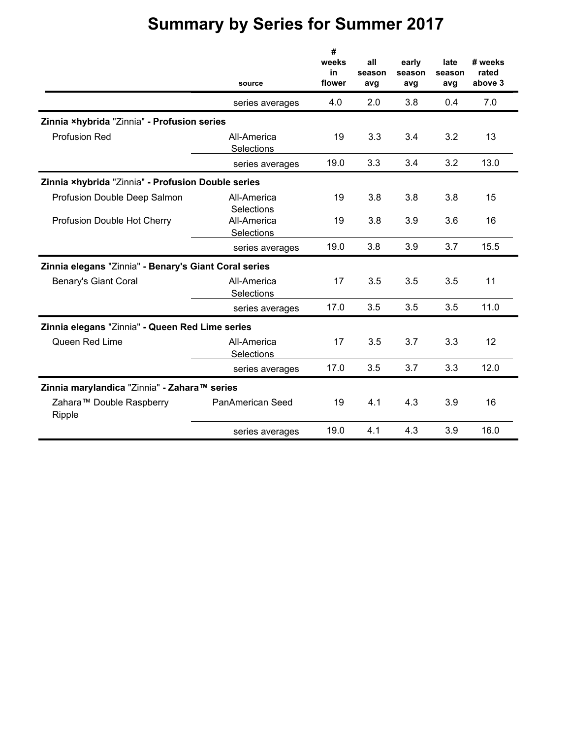# Summary by Series for Summer 2017

| | source | # weeks in flower | all season avg | early season avg | late season avg | # weeks rated above 3 |
|---|---|---|---|---|---|---|
| | series averages | 4.0 | 2.0 | 3.8 | 0.4 | 7.0 |
| **Zinnia ×hybrida** "Zinnia" **- Profusion series** | | | | | | |
| Profusion Red | All-America Selections | 19 | 3.3 | 3.4 | 3.2 | 13 |
| | series averages | 19.0 | 3.3 | 3.4 | 3.2 | 13.0 |
| **Zinnia ×hybrida** "Zinnia" **- Profusion Double series** | | | | | | |
| Profusion Double Deep Salmon | All-America Selections | 19 | 3.8 | 3.8 | 3.8 | 15 |
| Profusion Double Hot Cherry | All-America Selections | 19 | 3.8 | 3.9 | 3.6 | 16 |
| | series averages | 19.0 | 3.8 | 3.9 | 3.7 | 15.5 |
| **Zinnia elegans** "Zinnia" **- Benary's Giant Coral series** | | | | | | |
| Benary's Giant Coral | All-America Selections | 17 | 3.5 | 3.5 | 3.5 | 11 |
| | series averages | 17.0 | 3.5 | 3.5 | 3.5 | 11.0 |
| **Zinnia elegans** "Zinnia" **- Queen Red Lime series** | | | | | | |
| Queen Red Lime | All-America Selections | 17 | 3.5 | 3.7 | 3.3 | 12 |
| | series averages | 17.0 | 3.5 | 3.7 | 3.3 | 12.0 |
| **Zinnia marylandica** "Zinnia" **- Zahara™ series** | | | | | | |
| Zahara™ Double Raspberry Ripple | PanAmerican Seed | 19 | 4.1 | 4.3 | 3.9 | 16 |
| | series averages | 19.0 | 4.1 | 4.3 | 3.9 | 16.0 |